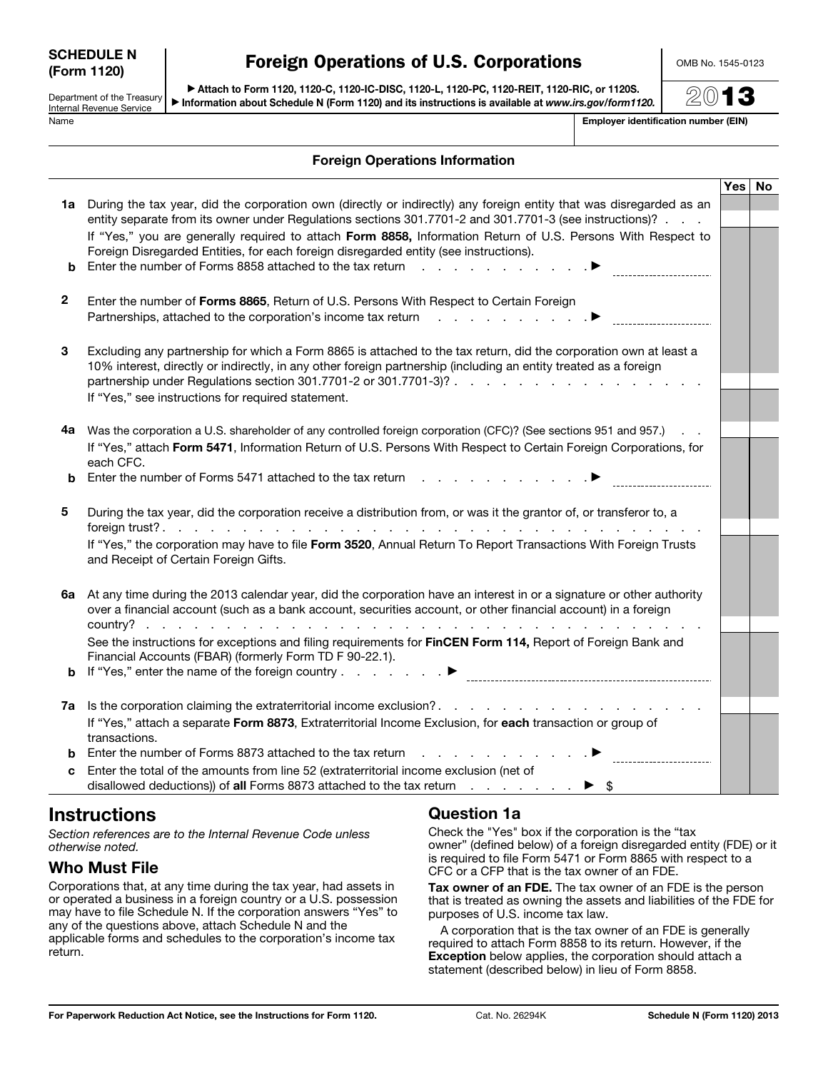**SCHEDULE N (Form 1120)**

Department of the Treasury
Internal Revenue Service

# Foreign Operations of U.S. Corporations

▶ Attach to Form 1120, 1120-C, 1120-IC-DISC, 1120-L, 1120-PC, 1120-REIT, 1120-RIC, or 1120S.
▶ Information about Schedule N (Form 1120) and its instructions is available at *www.irs.gov/form1120.*

OMB No. 1545-0123

2013

Name | **Employer identification number (EIN)**

## Foreign Operations Information

| | | Yes | No |
|---|---|---|---|
| **1a** | During the tax year, did the corporation own (directly or indirectly) any foreign entity that was disregarded as an entity separate from its owner under Regulations sections 301.7701-2 and 301.7701-3 (see instructions)? . . . | | |
| | If "Yes," you are generally required to attach **Form 8858,** Information Return of U.S. Persons With Respect to Foreign Disregarded Entities, for each foreign disregarded entity (see instructions). | | |
| **b** | Enter the number of Forms 8858 attached to the tax return . . . . . . . . . . . . ▶ | | |
| **2** | Enter the number of **Forms 8865**, Return of U.S. Persons With Respect to Certain Foreign Partnerships, attached to the corporation's income tax return . . . . . . . . . . . ▶ | | |
| **3** | Excluding any partnership for which a Form 8865 is attached to the tax return, did the corporation own at least a 10% interest, directly or indirectly, in any other foreign partnership (including an entity treated as a foreign partnership under Regulations section 301.7701-2 or 301.7701-3)? . . . . . . . . . . . . . . . . . | | |
| | If "Yes," see instructions for required statement. | | |
| **4a** | Was the corporation a U.S. shareholder of any controlled foreign corporation (CFC)? (See sections 951 and 957.) . . | | |
| | If "Yes," attach **Form 5471**, Information Return of U.S. Persons With Respect to Certain Foreign Corporations, for each CFC. | | |
| **b** | Enter the number of Forms 5471 attached to the tax return . . . . . . . . . . . . ▶ | | |
| **5** | During the tax year, did the corporation receive a distribution from, or was it the grantor of, or transferor to, a foreign trust? . . . . . . . . . . . . . . . . . . . . . . . . . . . . . . . . | | |
| | If "Yes," the corporation may have to file **Form 3520**, Annual Return To Report Transactions With Foreign Trusts and Receipt of Certain Foreign Gifts. | | |
| **6a** | At any time during the 2013 calendar year, did the corporation have an interest in or a signature or other authority over a financial account (such as a bank account, securities account, or other financial account) in a foreign country? . . . . . . . . . . . . . . . . . . . . . . . . . . . . . . . . | | |
| | See the instructions for exceptions and filing requirements for **FinCEN Form 114,** Report of Foreign Bank and Financial Accounts (FBAR) (formerly Form TD F 90-22.1). | | |
| **b** | If "Yes," enter the name of the foreign country . . . . . . . ▶ | | |
| **7a** | Is the corporation claiming the extraterritorial income exclusion? . . . . . . . . . . . . . . . . . . | | |
| | If "Yes," attach a separate **Form 8873**, Extraterritorial Income Exclusion, for **each** transaction or group of transactions. | | |
| **b** | Enter the number of Forms 8873 attached to the tax return . . . . . . . . . . . . ▶ | | |
| **c** | Enter the total of the amounts from line 52 (extraterritorial income exclusion (net of disallowed deductions)) of **all** Forms 8873 attached to the tax return . . . . . . . . ▶ $ | | |

## Instructions

*Section references are to the Internal Revenue Code unless otherwise noted.*

### Who Must File

Corporations that, at any time during the tax year, had assets in or operated a business in a foreign country or a U.S. possession may have to file Schedule N. If the corporation answers "Yes" to any of the questions above, attach Schedule N and the applicable forms and schedules to the corporation's income tax return.

### Question 1a

Check the "Yes" box if the corporation is the "tax owner" (defined below) of a foreign disregarded entity (FDE) or it is required to file Form 5471 or Form 8865 with respect to a CFC or a CFP that is the tax owner of an FDE.

**Tax owner of an FDE.** The tax owner of an FDE is the person that is treated as owning the assets and liabilities of the FDE for purposes of U.S. income tax law.

A corporation that is the tax owner of an FDE is generally required to attach Form 8858 to its return. However, if the **Exception** below applies, the corporation should attach a statement (described below) in lieu of Form 8858.

For Paperwork Reduction Act Notice, see the Instructions for Form 1120. Cat. No. 26294K Schedule N (Form 1120) 2013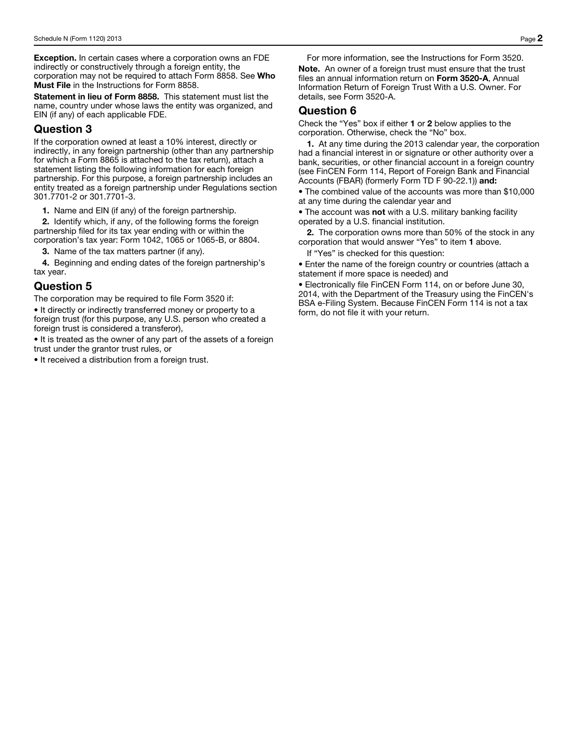**Exception.** In certain cases where a corporation owns an FDE indirectly or constructively through a foreign entity, the corporation may not be required to attach Form 8858. See **Who Must File** in the Instructions for Form 8858.

**Statement in lieu of Form 8858.** This statement must list the name, country under whose laws the entity was organized, and EIN (if any) of each applicable FDE.

## Question 3

If the corporation owned at least a 10% interest, directly or indirectly, in any foreign partnership (other than any partnership for which a Form 8865 is attached to the tax return), attach a statement listing the following information for each foreign partnership. For this purpose, a foreign partnership includes an entity treated as a foreign partnership under Regulations section 301.7701-2 or 301.7701-3.

**1.** Name and EIN (if any) of the foreign partnership.

**2.** Identify which, if any, of the following forms the foreign partnership filed for its tax year ending with or within the corporation's tax year: Form 1042, 1065 or 1065-B, or 8804.

**3.** Name of the tax matters partner (if any).

**4.** Beginning and ending dates of the foreign partnership's tax year.

## Question 5

The corporation may be required to file Form 3520 if:

- It directly or indirectly transferred money or property to a foreign trust (for this purpose, any U.S. person who created a foreign trust is considered a transferor),
- It is treated as the owner of any part of the assets of a foreign trust under the grantor trust rules, or
- It received a distribution from a foreign trust.

For more information, see the Instructions for Form 3520.

**Note.** An owner of a foreign trust must ensure that the trust files an annual information return on **Form 3520-A**, Annual Information Return of Foreign Trust With a U.S. Owner. For details, see Form 3520-A.

## Question 6

Check the "Yes" box if either **1** or **2** below applies to the corporation. Otherwise, check the "No" box.

**1.** At any time during the 2013 calendar year, the corporation had a financial interest in or signature or other authority over a bank, securities, or other financial account in a foreign country (see FinCEN Form 114, Report of Foreign Bank and Financial Accounts (FBAR) (formerly Form TD F 90-22.1)) **and:**

- The combined value of the accounts was more than $10,000 at any time during the calendar year and
- The account was **not** with a U.S. military banking facility operated by a U.S. financial institution.

**2.** The corporation owns more than 50% of the stock in any corporation that would answer "Yes" to item **1** above.

If "Yes" is checked for this question:

- Enter the name of the foreign country or countries (attach a statement if more space is needed) and
- Electronically file FinCEN Form 114, on or before June 30, 2014, with the Department of the Treasury using the FinCEN's BSA e-Filing System. Because FinCEN Form 114 is not a tax form, do not file it with your return.